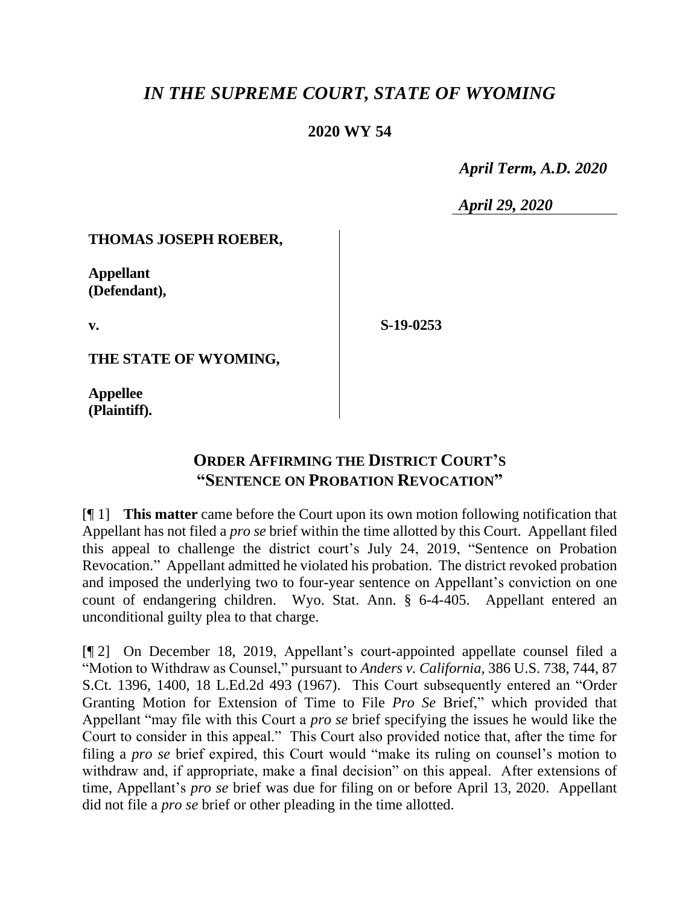# *IN THE SUPREME COURT, STATE OF WYOMING*

**2020 WY 54**

*April Term, A.D. 2020*

*April 29, 2020*

**THOMAS JOSEPH ROEBER,**

**Appellant (Defendant),**

**v.**

**S-19-0253**

**THE STATE OF WYOMING,**

**Appellee (Plaintiff).**

## ORDER AFFIRMING THE DISTRICT COURT'S "SENTENCE ON PROBATION REVOCATION"

[¶ 1] **This matter** came before the Court upon its own motion following notification that Appellant has not filed a *pro se* brief within the time allotted by this Court. Appellant filed this appeal to challenge the district court's July 24, 2019, "Sentence on Probation Revocation." Appellant admitted he violated his probation. The district revoked probation and imposed the underlying two to four-year sentence on Appellant's conviction on one count of endangering children. Wyo. Stat. Ann. § 6-4-405. Appellant entered an unconditional guilty plea to that charge.

[¶ 2] On December 18, 2019, Appellant's court-appointed appellate counsel filed a "Motion to Withdraw as Counsel," pursuant to *Anders v. California*, 386 U.S. 738, 744, 87 S.Ct. 1396, 1400, 18 L.Ed.2d 493 (1967). This Court subsequently entered an "Order Granting Motion for Extension of Time to File *Pro Se* Brief," which provided that Appellant "may file with this Court a *pro se* brief specifying the issues he would like the Court to consider in this appeal." This Court also provided notice that, after the time for filing a *pro se* brief expired, this Court would "make its ruling on counsel's motion to withdraw and, if appropriate, make a final decision" on this appeal. After extensions of time, Appellant's *pro se* brief was due for filing on or before April 13, 2020. Appellant did not file a *pro se* brief or other pleading in the time allotted.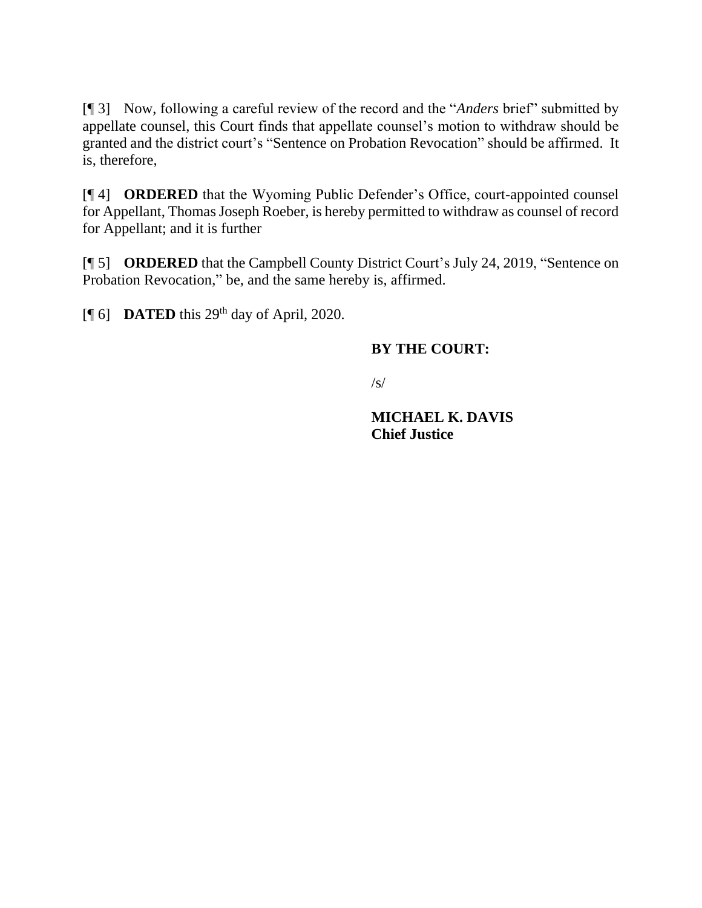[¶ 3] Now, following a careful review of the record and the "*Anders* brief" submitted by appellate counsel, this Court finds that appellate counsel's motion to withdraw should be granted and the district court's "Sentence on Probation Revocation" should be affirmed. It is, therefore,

[¶ 4] **ORDERED** that the Wyoming Public Defender's Office, court-appointed counsel for Appellant, Thomas Joseph Roeber, is hereby permitted to withdraw as counsel of record for Appellant; and it is further

[¶ 5] **ORDERED** that the Campbell County District Court's July 24, 2019, "Sentence on Probation Revocation," be, and the same hereby is, affirmed.

[¶ 6] **DATED** this 29th day of April, 2020.

**BY THE COURT:**

/s/

**MICHAEL K. DAVIS**
**Chief Justice**